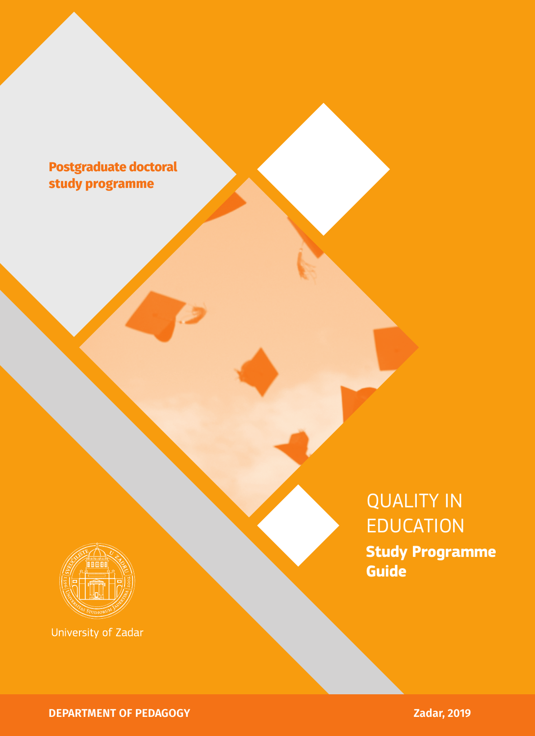**Postgraduate doctoral study programme**

# QUALITY IN EDUCATION

## Study Programme Guide

University of Zadar

**DEPARTMENT OF PEDAGOGY**

**Zadar, 2019**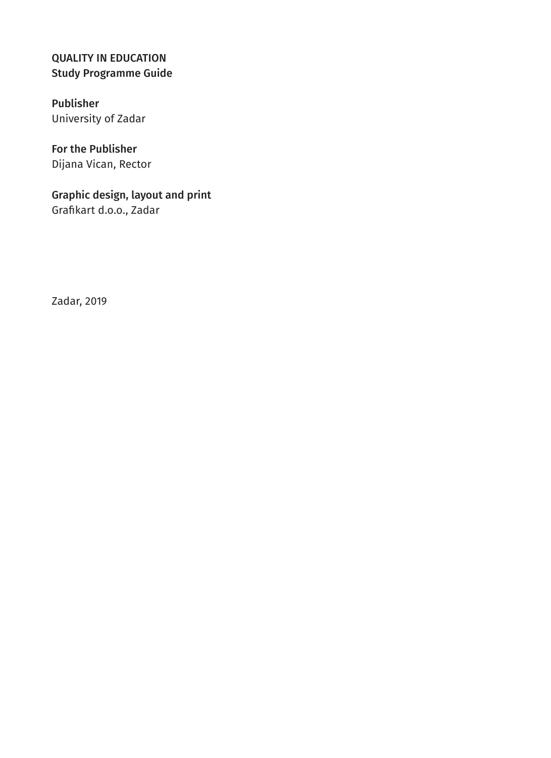QUALITY IN EDUCATION
Study Programme Guide

Publisher
University of Zadar

For the Publisher
Dijana Vican, Rector

Graphic design, layout and print
Grafikart d.o.o., Zadar

Zadar, 2019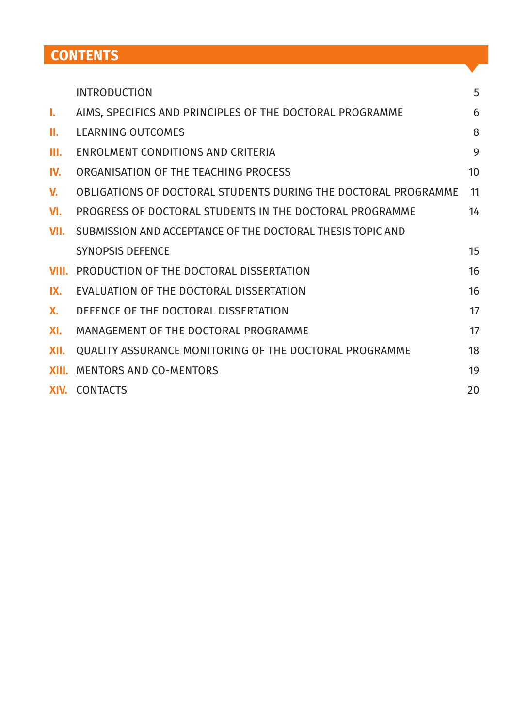# CONTENTS

| | | |
|---|---|---|
| | INTRODUCTION | 5 |
| I. | AIMS, SPECIFICS AND PRINCIPLES OF THE DOCTORAL PROGRAMME | 6 |
| II. | LEARNING OUTCOMES | 8 |
| III. | ENROLMENT CONDITIONS AND CRITERIA | 9 |
| IV. | ORGANISATION OF THE TEACHING PROCESS | 10 |
| V. | OBLIGATIONS OF DOCTORAL STUDENTS DURING THE DOCTORAL PROGRAMME | 11 |
| VI. | PROGRESS OF DOCTORAL STUDENTS IN THE DOCTORAL PROGRAMME | 14 |
| VII. | SUBMISSION AND ACCEPTANCE OF THE DOCTORAL THESIS TOPIC AND SYNOPSIS DEFENCE | 15 |
| VIII. | PRODUCTION OF THE DOCTORAL DISSERTATION | 16 |
| IX. | EVALUATION OF THE DOCTORAL DISSERTATION | 16 |
| X. | DEFENCE OF THE DOCTORAL DISSERTATION | 17 |
| XI. | MANAGEMENT OF THE DOCTORAL PROGRAMME | 17 |
| XII. | QUALITY ASSURANCE MONITORING OF THE DOCTORAL PROGRAMME | 18 |
| XIII. | MENTORS AND CO-MENTORS | 19 |
| XIV. | CONTACTS | 20 |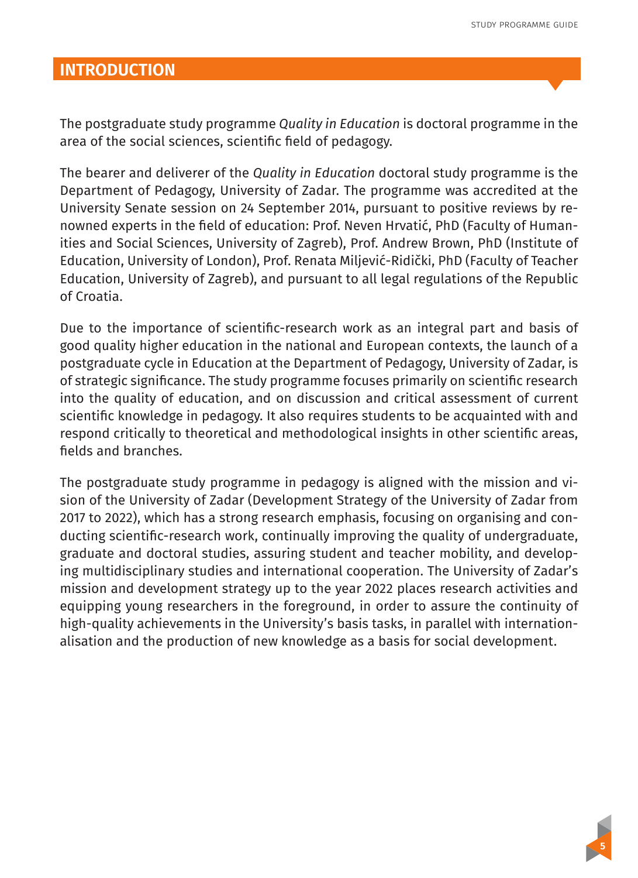# INTRODUCTION

The postgraduate study programme *Quality in Education* is doctoral programme in the area of the social sciences, scientific field of pedagogy.

The bearer and deliverer of the *Quality in Education* doctoral study programme is the Department of Pedagogy, University of Zadar. The programme was accredited at the University Senate session on 24 September 2014, pursuant to positive reviews by renowned experts in the field of education: Prof. Neven Hrvatić, PhD (Faculty of Humanities and Social Sciences, University of Zagreb), Prof. Andrew Brown, PhD (Institute of Education, University of London), Prof. Renata Miljević-Ridički, PhD (Faculty of Teacher Education, University of Zagreb), and pursuant to all legal regulations of the Republic of Croatia.

Due to the importance of scientific-research work as an integral part and basis of good quality higher education in the national and European contexts, the launch of a postgraduate cycle in Education at the Department of Pedagogy, University of Zadar, is of strategic significance. The study programme focuses primarily on scientific research into the quality of education, and on discussion and critical assessment of current scientific knowledge in pedagogy. It also requires students to be acquainted with and respond critically to theoretical and methodological insights in other scientific areas, fields and branches.

The postgraduate study programme in pedagogy is aligned with the mission and vision of the University of Zadar (Development Strategy of the University of Zadar from 2017 to 2022), which has a strong research emphasis, focusing on organising and conducting scientific-research work, continually improving the quality of undergraduate, graduate and doctoral studies, assuring student and teacher mobility, and developing multidisciplinary studies and international cooperation. The University of Zadar's mission and development strategy up to the year 2022 places research activities and equipping young researchers in the foreground, in order to assure the continuity of high-quality achievements in the University's basis tasks, in parallel with internationalisation and the production of new knowledge as a basis for social development.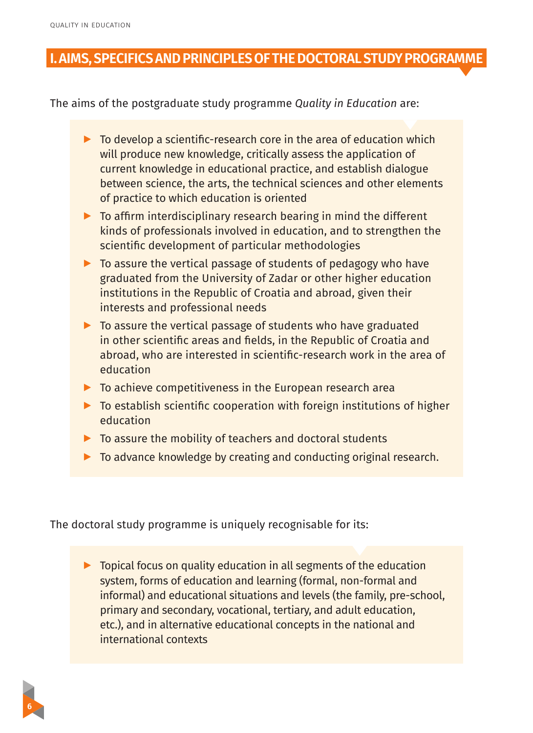## I. AIMS, SPECIFICS AND PRINCIPLES OF THE DOCTORAL STUDY PROGRAMME

The aims of the postgraduate study programme *Quality in Education* are:

- To develop a scientific-research core in the area of education which will produce new knowledge, critically assess the application of current knowledge in educational practice, and establish dialogue between science, the arts, the technical sciences and other elements of practice to which education is oriented
- To affirm interdisciplinary research bearing in mind the different kinds of professionals involved in education, and to strengthen the scientific development of particular methodologies
- To assure the vertical passage of students of pedagogy who have graduated from the University of Zadar or other higher education institutions in the Republic of Croatia and abroad, given their interests and professional needs
- To assure the vertical passage of students who have graduated in other scientific areas and fields, in the Republic of Croatia and abroad, who are interested in scientific-research work in the area of education
- To achieve competitiveness in the European research area
- To establish scientific cooperation with foreign institutions of higher education
- To assure the mobility of teachers and doctoral students
- To advance knowledge by creating and conducting original research.

The doctoral study programme is uniquely recognisable for its:

- Topical focus on quality education in all segments of the education system, forms of education and learning (formal, non-formal and informal) and educational situations and levels (the family, pre-school, primary and secondary, vocational, tertiary, and adult education, etc.), and in alternative educational concepts in the national and international contexts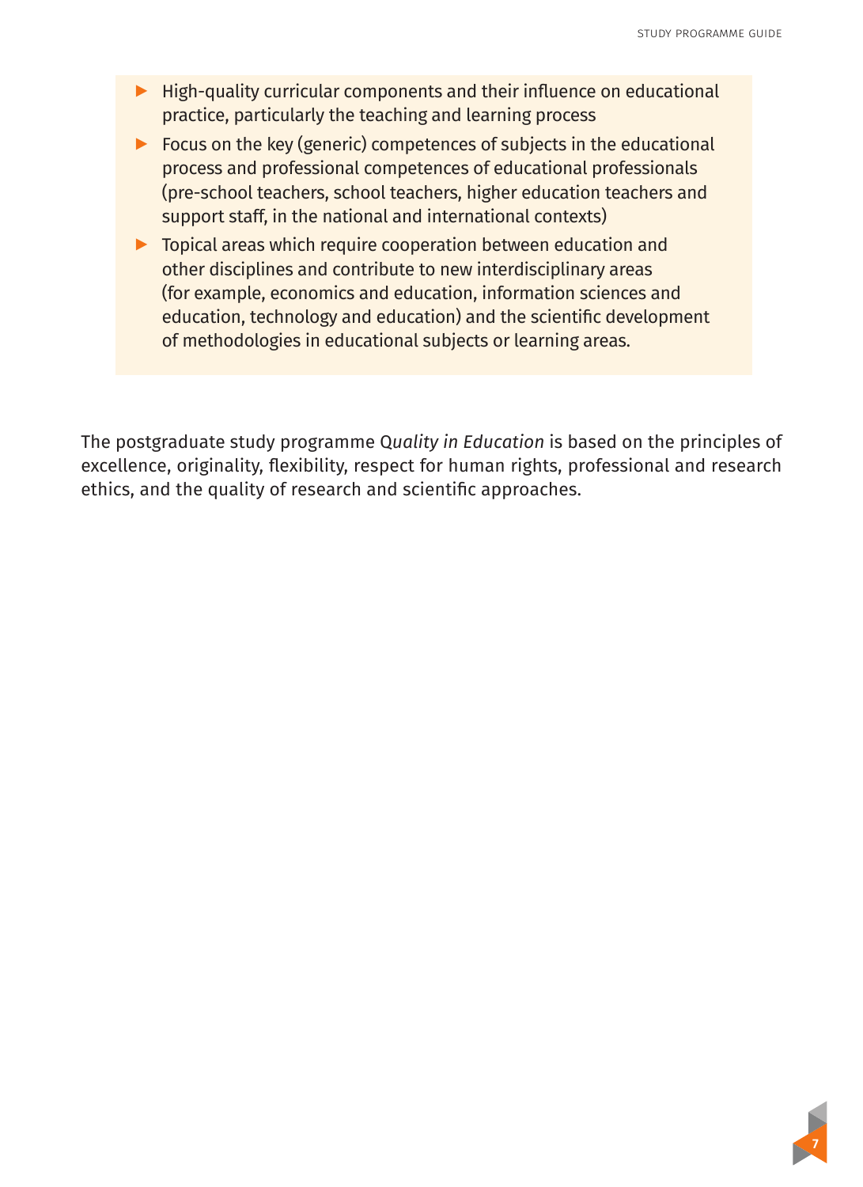- High-quality curricular components and their influence on educational practice, particularly the teaching and learning process
- Focus on the key (generic) competences of subjects in the educational process and professional competences of educational professionals (pre-school teachers, school teachers, higher education teachers and support staff, in the national and international contexts)
- Topical areas which require cooperation between education and other disciplines and contribute to new interdisciplinary areas (for example, economics and education, information sciences and education, technology and education) and the scientific development of methodologies in educational subjects or learning areas.

The postgraduate study programme *Quality in Education* is based on the principles of excellence, originality, flexibility, respect for human rights, professional and research ethics, and the quality of research and scientific approaches.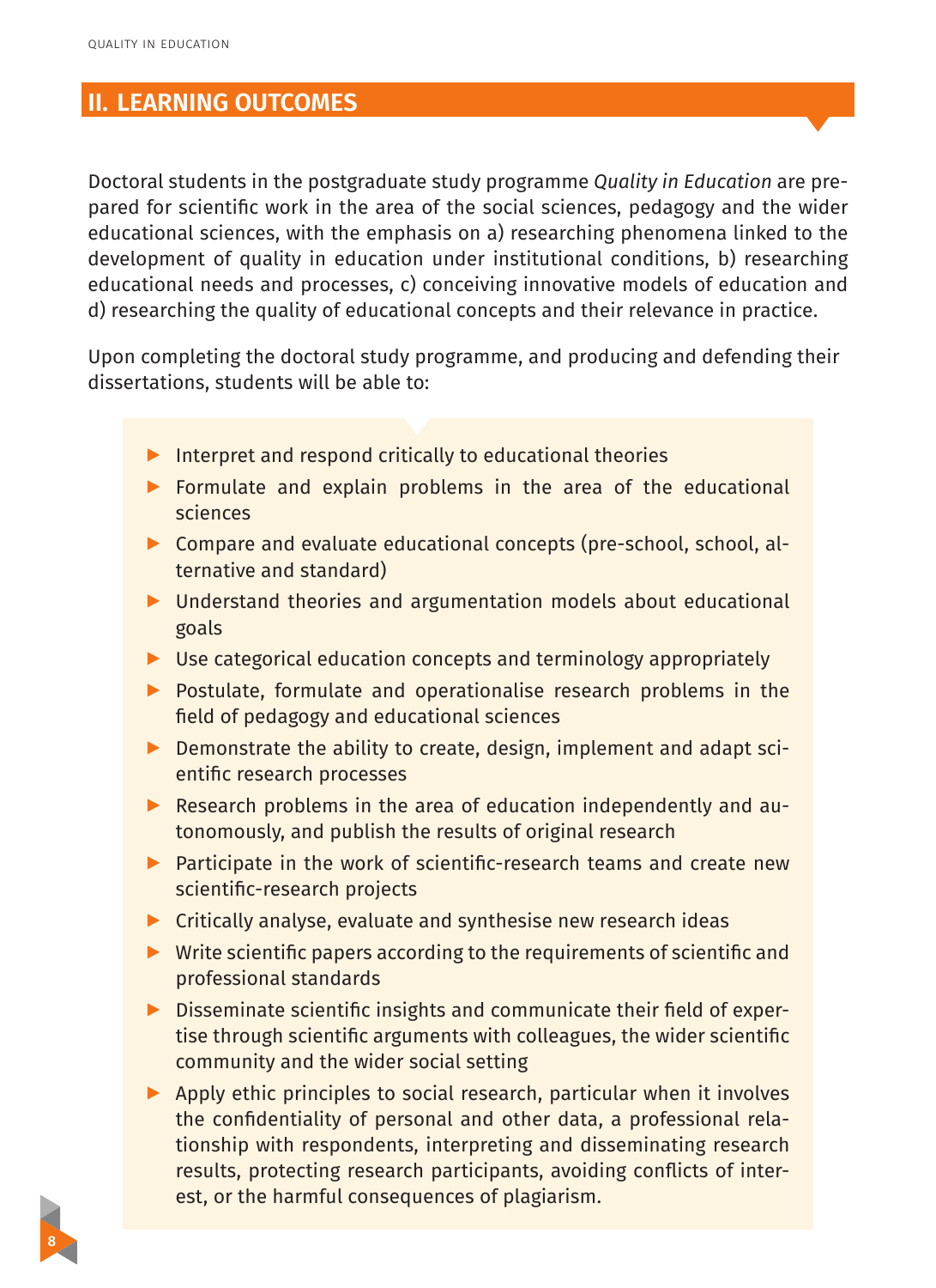## II. LEARNING OUTCOMES

Doctoral students in the postgraduate study programme *Quality in Education* are prepared for scientific work in the area of the social sciences, pedagogy and the wider educational sciences, with the emphasis on a) researching phenomena linked to the development of quality in education under institutional conditions, b) researching educational needs and processes, c) conceiving innovative models of education and d) researching the quality of educational concepts and their relevance in practice.

Upon completing the doctoral study programme, and producing and defending their dissertations, students will be able to:

- Interpret and respond critically to educational theories
- Formulate and explain problems in the area of the educational sciences
- Compare and evaluate educational concepts (pre-school, school, alternative and standard)
- Understand theories and argumentation models about educational goals
- Use categorical education concepts and terminology appropriately
- Postulate, formulate and operationalise research problems in the field of pedagogy and educational sciences
- Demonstrate the ability to create, design, implement and adapt scientific research processes
- Research problems in the area of education independently and autonomously, and publish the results of original research
- Participate in the work of scientific-research teams and create new scientific-research projects
- Critically analyse, evaluate and synthesise new research ideas
- Write scientific papers according to the requirements of scientific and professional standards
- Disseminate scientific insights and communicate their field of expertise through scientific arguments with colleagues, the wider scientific community and the wider social setting
- Apply ethic principles to social research, particular when it involves the confidentiality of personal and other data, a professional relationship with respondents, interpreting and disseminating research results, protecting research participants, avoiding conflicts of interest, or the harmful consequences of plagiarism.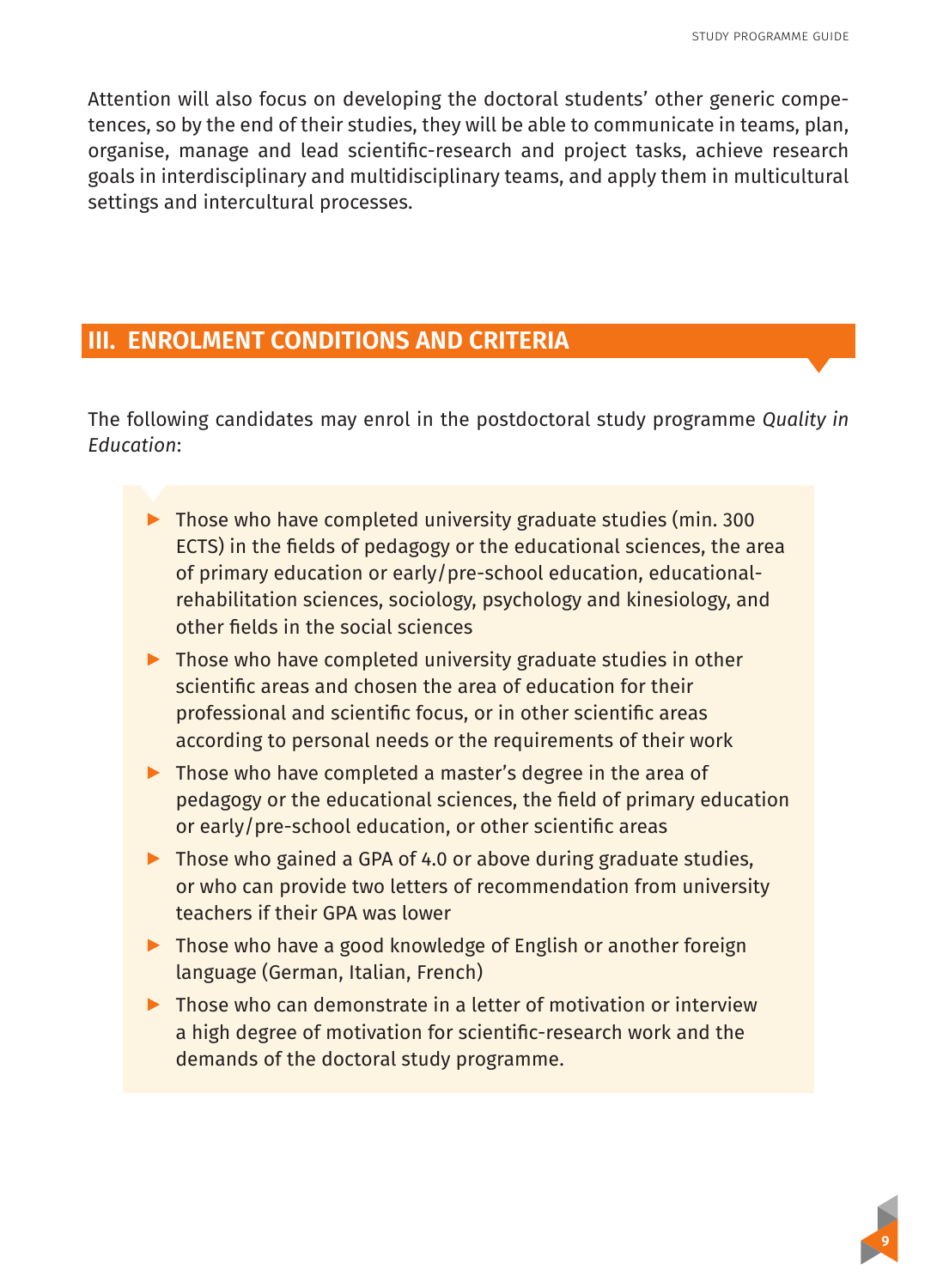Attention will also focus on developing the doctoral students' other generic competences, so by the end of their studies, they will be able to communicate in teams, plan, organise, manage and lead scientific-research and project tasks, achieve research goals in interdisciplinary and multidisciplinary teams, and apply them in multicultural settings and intercultural processes.

## III. ENROLMENT CONDITIONS AND CRITERIA

The following candidates may enrol in the postdoctoral study programme *Quality in Education*:

- Those who have completed university graduate studies (min. 300 ECTS) in the fields of pedagogy or the educational sciences, the area of primary education or early/pre-school education, educational-rehabilitation sciences, sociology, psychology and kinesiology, and other fields in the social sciences
- Those who have completed university graduate studies in other scientific areas and chosen the area of education for their professional and scientific focus, or in other scientific areas according to personal needs or the requirements of their work
- Those who have completed a master's degree in the area of pedagogy or the educational sciences, the field of primary education or early/pre-school education, or other scientific areas
- Those who gained a GPA of 4.0 or above during graduate studies, or who can provide two letters of recommendation from university teachers if their GPA was lower
- Those who have a good knowledge of English or another foreign language (German, Italian, French)
- Those who can demonstrate in a letter of motivation or interview a high degree of motivation for scientific-research work and the demands of the doctoral study programme.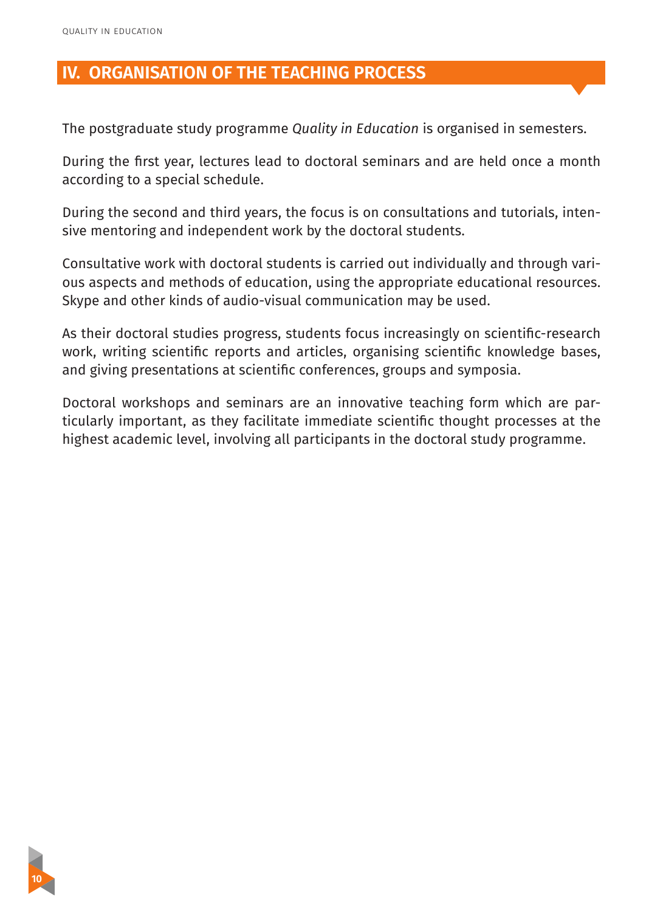# IV. ORGANISATION OF THE TEACHING PROCESS

The postgraduate study programme *Quality in Education* is organised in semesters.

During the first year, lectures lead to doctoral seminars and are held once a month according to a special schedule.

During the second and third years, the focus is on consultations and tutorials, intensive mentoring and independent work by the doctoral students.

Consultative work with doctoral students is carried out individually and through various aspects and methods of education, using the appropriate educational resources. Skype and other kinds of audio-visual communication may be used.

As their doctoral studies progress, students focus increasingly on scientific-research work, writing scientific reports and articles, organising scientific knowledge bases, and giving presentations at scientific conferences, groups and symposia.

Doctoral workshops and seminars are an innovative teaching form which are particularly important, as they facilitate immediate scientific thought processes at the highest academic level, involving all participants in the doctoral study programme.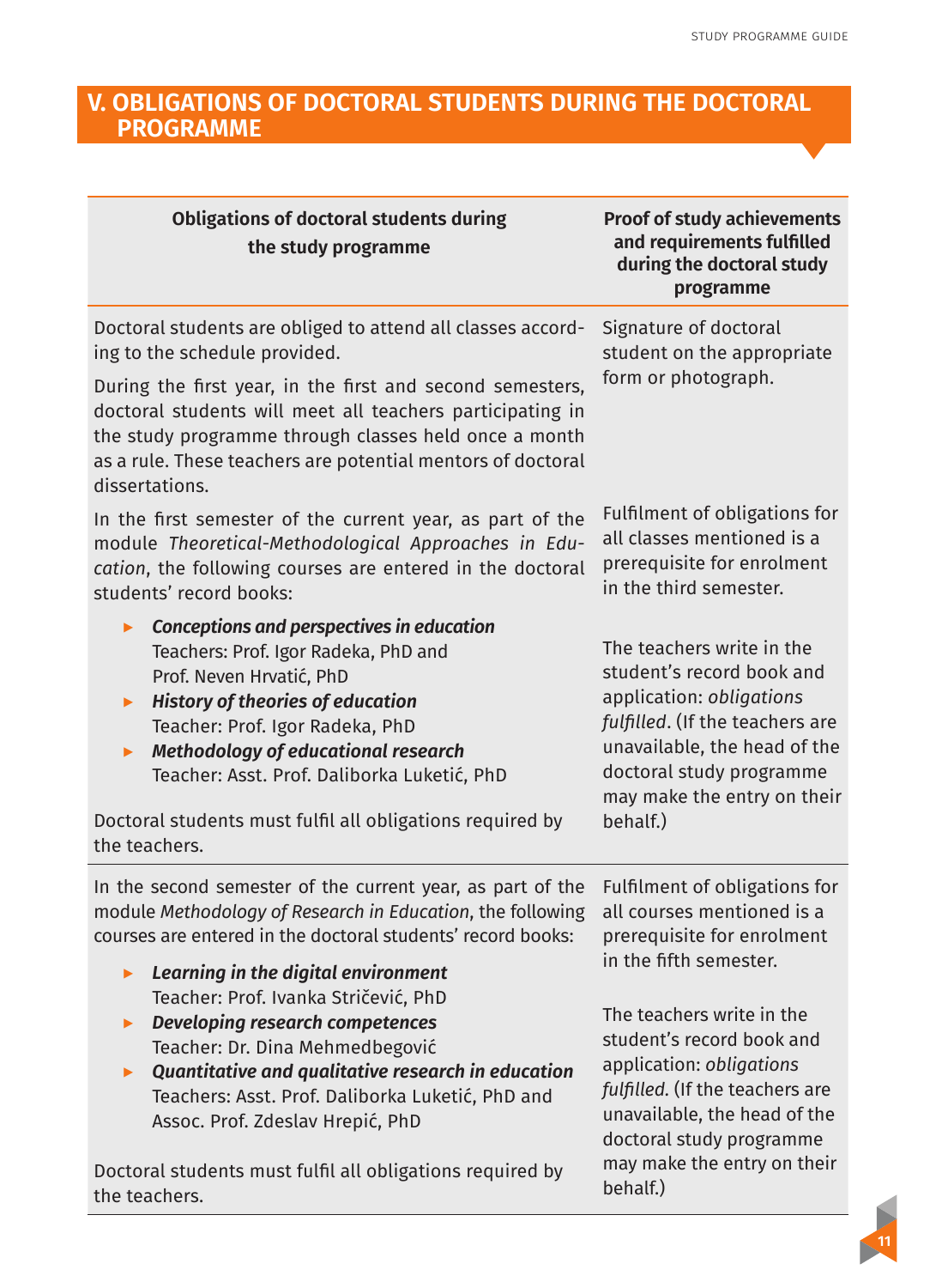## V. OBLIGATIONS OF DOCTORAL STUDENTS DURING THE DOCTORAL PROGRAMME

| Obligations of doctoral students during the study programme | Proof of study achievements and requirements fulfilled during the doctoral study programme |
|---|---|
| Doctoral students are obliged to attend all classes according to the schedule provided.<br><br>During the first year, in the first and second semesters, doctoral students will meet all teachers participating in the study programme through classes held once a month as a rule. These teachers are potential mentors of doctoral dissertations. | Signature of doctoral student on the appropriate form or photograph. |
| In the first semester of the current year, as part of the module *Theoretical-Methodological Approaches in Education*, the following courses are entered in the doctoral students' record books:<br><br>▸ ***Conceptions and perspectives in education***<br>Teachers: Prof. Igor Radeka, PhD and Prof. Neven Hrvatić, PhD<br>▸ ***History of theories of education***<br>Teacher: Prof. Igor Radeka, PhD<br>▸ ***Methodology of educational research***<br>Teacher: Asst. Prof. Daliborka Luketić, PhD<br><br>Doctoral students must fulfil all obligations required by the teachers. | Fulfilment of obligations for all classes mentioned is a prerequisite for enrolment in the third semester.<br><br>The teachers write in the student's record book and application: *obligations fulfilled*. (If the teachers are unavailable, the head of the doctoral study programme may make the entry on their behalf.) |
| In the second semester of the current year, as part of the module *Methodology of Research in Education*, the following courses are entered in the doctoral students' record books:<br><br>▸ ***Learning in the digital environment***<br>Teacher: Prof. Ivanka Stričević, PhD<br>▸ ***Developing research competences***<br>Teacher: Dr. Dina Mehmedbegović<br>▸ ***Quantitative and qualitative research in education***<br>Teachers: Asst. Prof. Daliborka Luketić, PhD and Assoc. Prof. Zdeslav Hrepić, PhD<br><br>Doctoral students must fulfil all obligations required by the teachers. | Fulfilment of obligations for all courses mentioned is a prerequisite for enrolment in the fifth semester.<br><br>The teachers write in the student's record book and application: *obligations fulfilled*. (If the teachers are unavailable, the head of the doctoral study programme may make the entry on their behalf.) |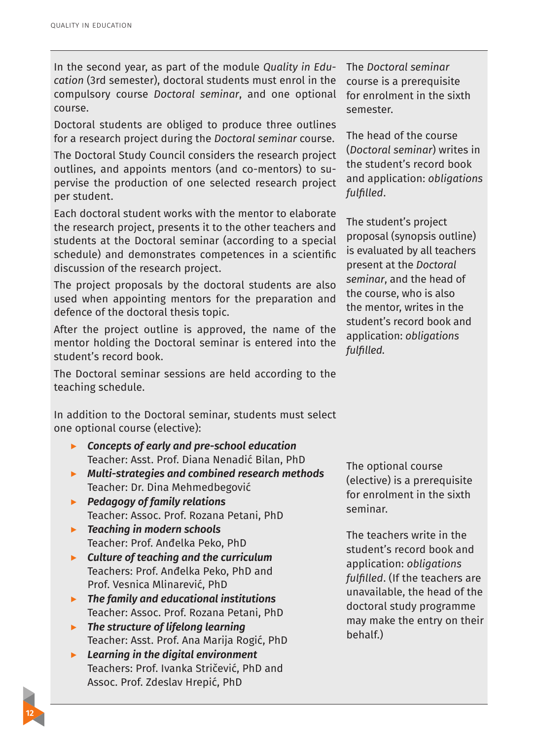In the second year, as part of the module *Quality in Education* (3rd semester), doctoral students must enrol in the compulsory course *Doctoral seminar*, and one optional course.

Doctoral students are obliged to produce three outlines for a research project during the *Doctoral seminar* course.

The Doctoral Study Council considers the research project outlines, and appoints mentors (and co-mentors) to supervise the production of one selected research project per student.

Each doctoral student works with the mentor to elaborate the research project, presents it to the other teachers and students at the Doctoral seminar (according to a special schedule) and demonstrates competences in a scientific discussion of the research project.

The project proposals by the doctoral students are also used when appointing mentors for the preparation and defence of the doctoral thesis topic.

After the project outline is approved, the name of the mentor holding the Doctoral seminar is entered into the student's record book.

The Doctoral seminar sessions are held according to the teaching schedule.

The *Doctoral seminar* course is a prerequisite for enrolment in the sixth semester.

The head of the course (*Doctoral seminar*) writes in the student's record book and application: *obligations fulfilled*.

The student's project proposal (synopsis outline) is evaluated by all teachers present at the *Doctoral seminar*, and the head of the course, who is also the mentor, writes in the student's record book and application: *obligations fulfilled.*

In addition to the Doctoral seminar, students must select one optional course (elective):

- ***Concepts of early and pre-school education***
  Teacher: Asst. Prof. Diana Nenadić Bilan, PhD
- ***Multi-strategies and combined research methods***
  Teacher: Dr. Dina Mehmedbegović
- ***Pedagogy of family relations***
  Teacher: Assoc. Prof. Rozana Petani, PhD
- ***Teaching in modern schools***
  Teacher: Prof. Anđelka Peko, PhD
- ***Culture of teaching and the curriculum***
  Teachers: Prof. Anđelka Peko, PhD and Prof. Vesnica Mlinarević, PhD
- ***The family and educational institutions***
  Teacher: Assoc. Prof. Rozana Petani, PhD
- ***The structure of lifelong learning***
  Teacher: Asst. Prof. Ana Marija Rogić, PhD
- ***Learning in the digital environment***
  Teachers: Prof. Ivanka Stričević, PhD and Assoc. Prof. Zdeslav Hrepić, PhD

The optional course (elective) is a prerequisite for enrolment in the sixth seminar.

The teachers write in the student's record book and application: *obligations fulfilled*. (If the teachers are unavailable, the head of the doctoral study programme may make the entry on their behalf.)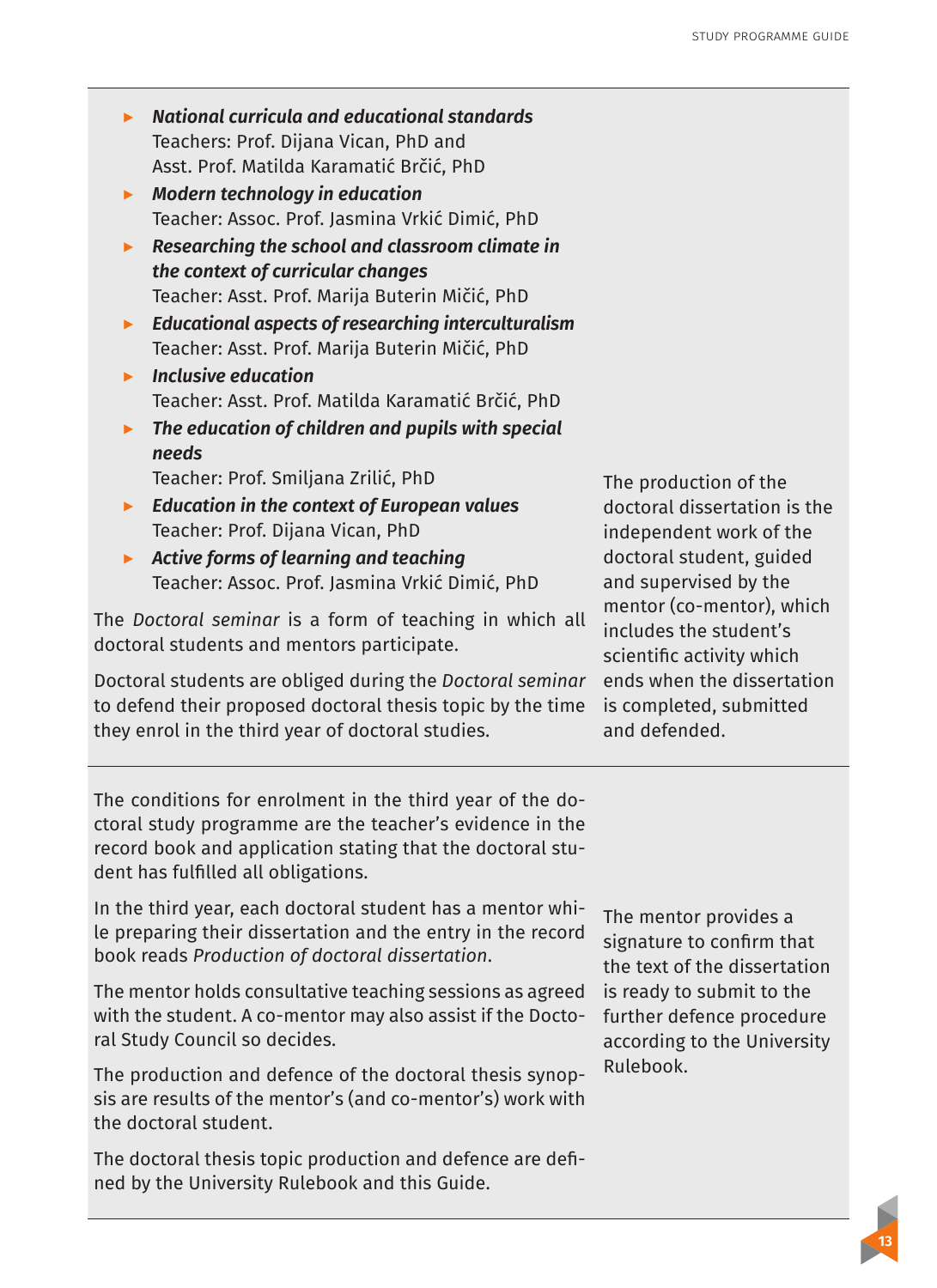- ***National curricula and educational standards***
  Teachers: Prof. Dijana Vican, PhD and
  Asst. Prof. Matilda Karamatić Brčić, PhD
- ***Modern technology in education***
  Teacher: Assoc. Prof. Jasmina Vrkić Dimić, PhD
- ***Researching the school and classroom climate in the context of curricular changes***
  Teacher: Asst. Prof. Marija Buterin Mičić, PhD
- ***Educational aspects of researching interculturalism***
  Teacher: Asst. Prof. Marija Buterin Mičić, PhD
- ***Inclusive education***
  Teacher: Asst. Prof. Matilda Karamatić Brčić, PhD
- ***The education of children and pupils with special needs***
  Teacher: Prof. Smiljana Zrilić, PhD
- ***Education in the context of European values***
  Teacher: Prof. Dijana Vican, PhD
- ***Active forms of learning and teaching***
  Teacher: Assoc. Prof. Jasmina Vrkić Dimić, PhD

The *Doctoral seminar* is a form of teaching in which all doctoral students and mentors participate.

Doctoral students are obliged during the *Doctoral seminar* to defend their proposed doctoral thesis topic by the time they enrol in the third year of doctoral studies.

The production of the doctoral dissertation is the independent work of the doctoral student, guided and supervised by the mentor (co-mentor), which includes the student's scientific activity which ends when the dissertation is completed, submitted and defended.

The conditions for enrolment in the third year of the doctoral study programme are the teacher's evidence in the record book and application stating that the doctoral student has fulfilled all obligations.

In the third year, each doctoral student has a mentor while preparing their dissertation and the entry in the record book reads *Production of doctoral dissertation*.

The mentor holds consultative teaching sessions as agreed with the student. A co-mentor may also assist if the Doctoral Study Council so decides.

The production and defence of the doctoral thesis synopsis are results of the mentor's (and co-mentor's) work with the doctoral student.

The doctoral thesis topic production and defence are defined by the University Rulebook and this Guide.

The mentor provides a signature to confirm that the text of the dissertation is ready to submit to the further defence procedure according to the University Rulebook.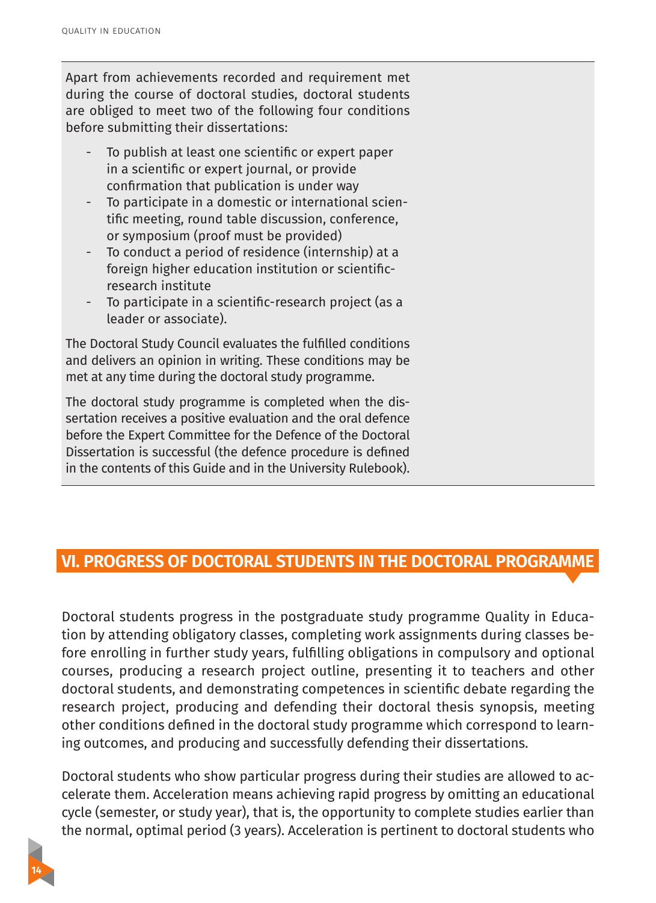Apart from achievements recorded and requirement met during the course of doctoral studies, doctoral students are obliged to meet two of the following four conditions before submitting their dissertations:

- To publish at least one scientific or expert paper in a scientific or expert journal, or provide confirmation that publication is under way
- To participate in a domestic or international scientific meeting, round table discussion, conference, or symposium (proof must be provided)
- To conduct a period of residence (internship) at a foreign higher education institution or scientific-research institute
- To participate in a scientific-research project (as a leader or associate).

The Doctoral Study Council evaluates the fulfilled conditions and delivers an opinion in writing. These conditions may be met at any time during the doctoral study programme.

The doctoral study programme is completed when the dissertation receives a positive evaluation and the oral defence before the Expert Committee for the Defence of the Doctoral Dissertation is successful (the defence procedure is defined in the contents of this Guide and in the University Rulebook).

## VI. PROGRESS OF DOCTORAL STUDENTS IN THE DOCTORAL PROGRAMME

Doctoral students progress in the postgraduate study programme Quality in Education by attending obligatory classes, completing work assignments during classes before enrolling in further study years, fulfilling obligations in compulsory and optional courses, producing a research project outline, presenting it to teachers and other doctoral students, and demonstrating competences in scientific debate regarding the research project, producing and defending their doctoral thesis synopsis, meeting other conditions defined in the doctoral study programme which correspond to learning outcomes, and producing and successfully defending their dissertations.

Doctoral students who show particular progress during their studies are allowed to accelerate them. Acceleration means achieving rapid progress by omitting an educational cycle (semester, or study year), that is, the opportunity to complete studies earlier than the normal, optimal period (3 years). Acceleration is pertinent to doctoral students who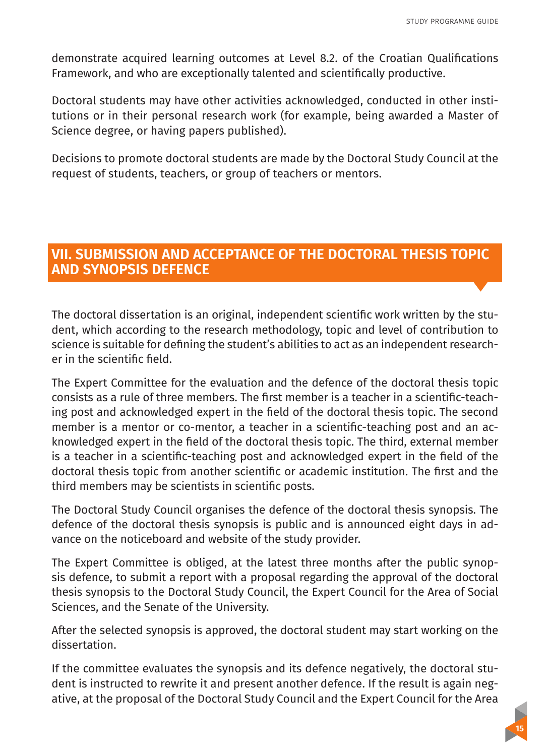demonstrate acquired learning outcomes at Level 8.2. of the Croatian Qualifications Framework, and who are exceptionally talented and scientifically productive.

Doctoral students may have other activities acknowledged, conducted in other institutions or in their personal research work (for example, being awarded a Master of Science degree, or having papers published).

Decisions to promote doctoral students are made by the Doctoral Study Council at the request of students, teachers, or group of teachers or mentors.

## VII. SUBMISSION AND ACCEPTANCE OF THE DOCTORAL THESIS TOPIC AND SYNOPSIS DEFENCE

The doctoral dissertation is an original, independent scientific work written by the student, which according to the research methodology, topic and level of contribution to science is suitable for defining the student's abilities to act as an independent researcher in the scientific field.

The Expert Committee for the evaluation and the defence of the doctoral thesis topic consists as a rule of three members. The first member is a teacher in a scientific-teaching post and acknowledged expert in the field of the doctoral thesis topic. The second member is a mentor or co-mentor, a teacher in a scientific-teaching post and an acknowledged expert in the field of the doctoral thesis topic. The third, external member is a teacher in a scientific-teaching post and acknowledged expert in the field of the doctoral thesis topic from another scientific or academic institution. The first and the third members may be scientists in scientific posts.

The Doctoral Study Council organises the defence of the doctoral thesis synopsis. The defence of the doctoral thesis synopsis is public and is announced eight days in advance on the noticeboard and website of the study provider.

The Expert Committee is obliged, at the latest three months after the public synopsis defence, to submit a report with a proposal regarding the approval of the doctoral thesis synopsis to the Doctoral Study Council, the Expert Council for the Area of Social Sciences, and the Senate of the University.

After the selected synopsis is approved, the doctoral student may start working on the dissertation.

If the committee evaluates the synopsis and its defence negatively, the doctoral student is instructed to rewrite it and present another defence. If the result is again negative, at the proposal of the Doctoral Study Council and the Expert Council for the Area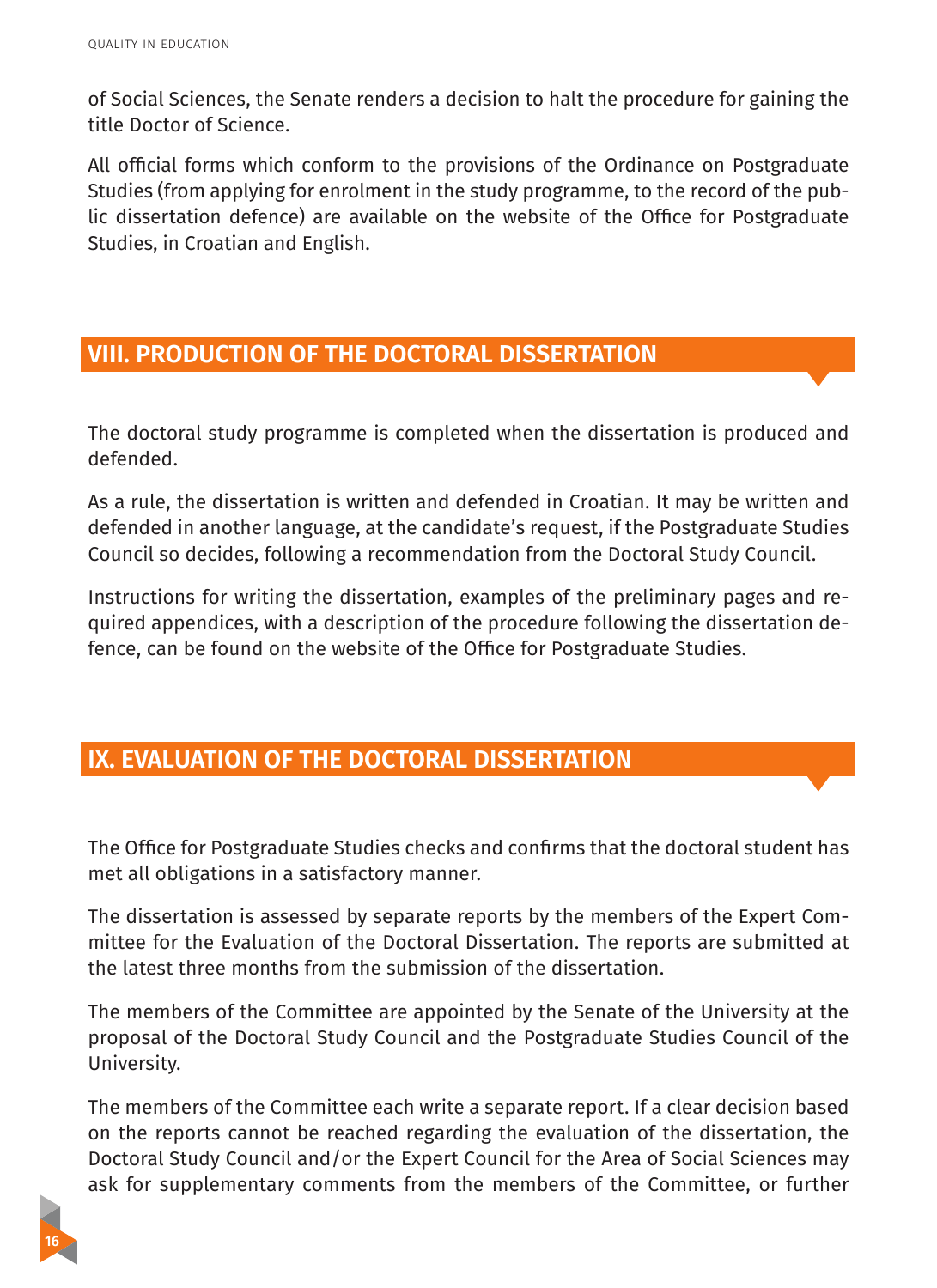of Social Sciences, the Senate renders a decision to halt the procedure for gaining the title Doctor of Science.

All official forms which conform to the provisions of the Ordinance on Postgraduate Studies (from applying for enrolment in the study programme, to the record of the public dissertation defence) are available on the website of the Office for Postgraduate Studies, in Croatian and English.

## VIII. PRODUCTION OF THE DOCTORAL DISSERTATION

The doctoral study programme is completed when the dissertation is produced and defended.

As a rule, the dissertation is written and defended in Croatian. It may be written and defended in another language, at the candidate's request, if the Postgraduate Studies Council so decides, following a recommendation from the Doctoral Study Council.

Instructions for writing the dissertation, examples of the preliminary pages and required appendices, with a description of the procedure following the dissertation defence, can be found on the website of the Office for Postgraduate Studies.

## IX. EVALUATION OF THE DOCTORAL DISSERTATION

The Office for Postgraduate Studies checks and confirms that the doctoral student has met all obligations in a satisfactory manner.

The dissertation is assessed by separate reports by the members of the Expert Committee for the Evaluation of the Doctoral Dissertation. The reports are submitted at the latest three months from the submission of the dissertation.

The members of the Committee are appointed by the Senate of the University at the proposal of the Doctoral Study Council and the Postgraduate Studies Council of the University.

The members of the Committee each write a separate report. If a clear decision based on the reports cannot be reached regarding the evaluation of the dissertation, the Doctoral Study Council and/or the Expert Council for the Area of Social Sciences may ask for supplementary comments from the members of the Committee, or further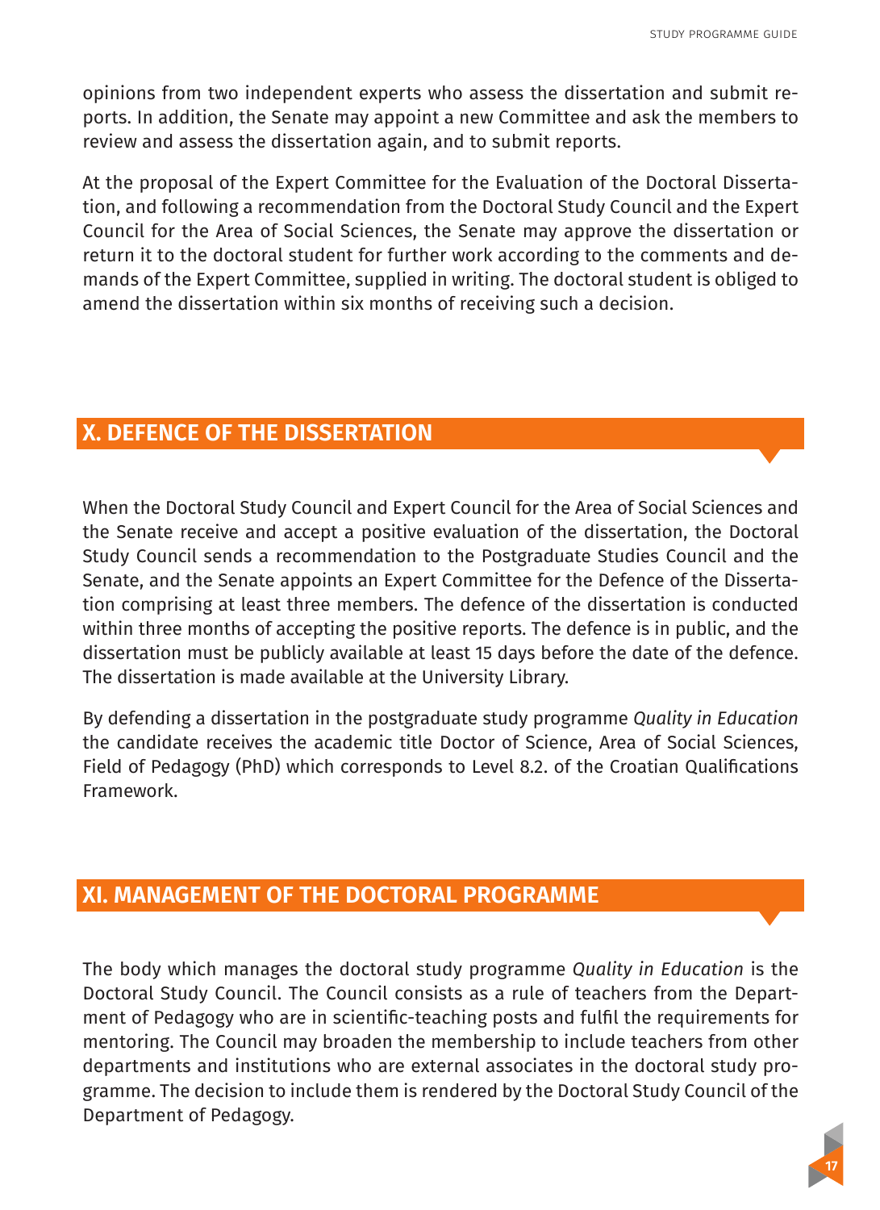opinions from two independent experts who assess the dissertation and submit reports. In addition, the Senate may appoint a new Committee and ask the members to review and assess the dissertation again, and to submit reports.

At the proposal of the Expert Committee for the Evaluation of the Doctoral Dissertation, and following a recommendation from the Doctoral Study Council and the Expert Council for the Area of Social Sciences, the Senate may approve the dissertation or return it to the doctoral student for further work according to the comments and demands of the Expert Committee, supplied in writing. The doctoral student is obliged to amend the dissertation within six months of receiving such a decision.

## X. DEFENCE OF THE DISSERTATION

When the Doctoral Study Council and Expert Council for the Area of Social Sciences and the Senate receive and accept a positive evaluation of the dissertation, the Doctoral Study Council sends a recommendation to the Postgraduate Studies Council and the Senate, and the Senate appoints an Expert Committee for the Defence of the Dissertation comprising at least three members. The defence of the dissertation is conducted within three months of accepting the positive reports. The defence is in public, and the dissertation must be publicly available at least 15 days before the date of the defence. The dissertation is made available at the University Library.

By defending a dissertation in the postgraduate study programme *Quality in Education* the candidate receives the academic title Doctor of Science, Area of Social Sciences, Field of Pedagogy (PhD) which corresponds to Level 8.2. of the Croatian Qualifications Framework.

## XI. MANAGEMENT OF THE DOCTORAL PROGRAMME

The body which manages the doctoral study programme *Quality in Education* is the Doctoral Study Council. The Council consists as a rule of teachers from the Department of Pedagogy who are in scientific-teaching posts and fulfil the requirements for mentoring. The Council may broaden the membership to include teachers from other departments and institutions who are external associates in the doctoral study programme. The decision to include them is rendered by the Doctoral Study Council of the Department of Pedagogy.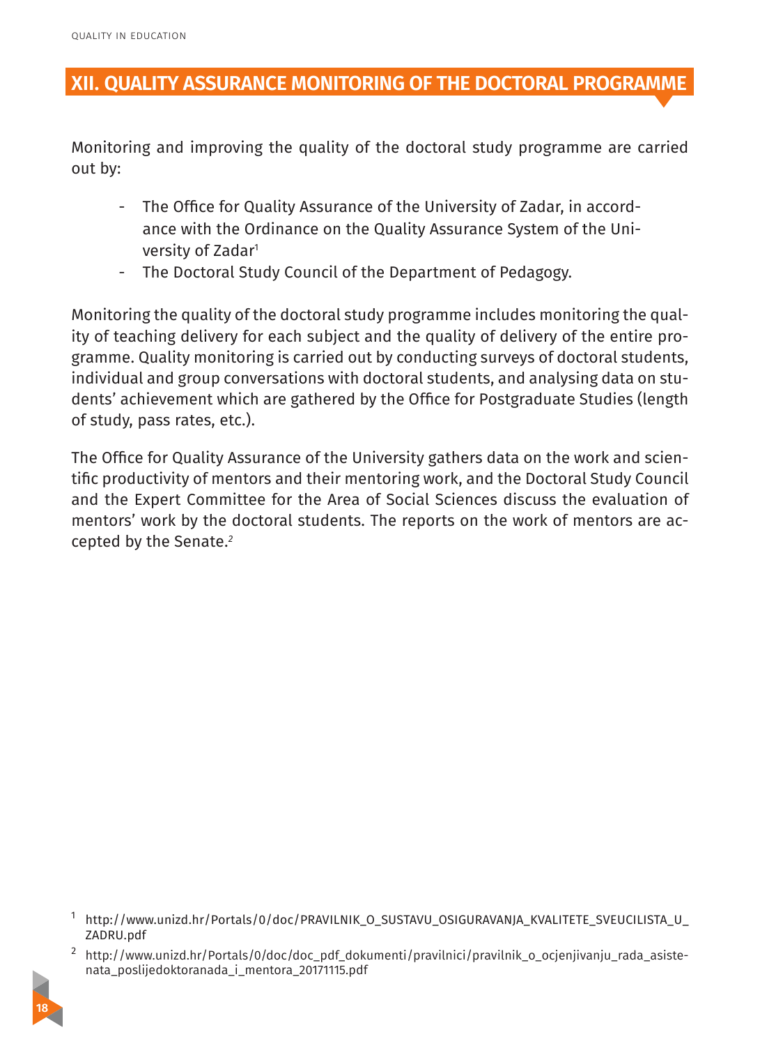## XII. QUALITY ASSURANCE MONITORING OF THE DOCTORAL PROGRAMME

Monitoring and improving the quality of the doctoral study programme are carried out by:

- The Office for Quality Assurance of the University of Zadar, in accordance with the Ordinance on the Quality Assurance System of the University of Zadar[1]
- The Doctoral Study Council of the Department of Pedagogy.

Monitoring the quality of the doctoral study programme includes monitoring the quality of teaching delivery for each subject and the quality of delivery of the entire programme. Quality monitoring is carried out by conducting surveys of doctoral students, individual and group conversations with doctoral students, and analysing data on students' achievement which are gathered by the Office for Postgraduate Studies (length of study, pass rates, etc.).

The Office for Quality Assurance of the University gathers data on the work and scientific productivity of mentors and their mentoring work, and the Doctoral Study Council and the Expert Committee for the Area of Social Sciences discuss the evaluation of mentors' work by the doctoral students. The reports on the work of mentors are accepted by the Senate.[2]

---

[1] http://www.unizd.hr/Portals/0/doc/PRAVILNIK_O_SUSTAVU_OSIGURAVANJA_KVALITETE_SVEUCILISTA_U_ZADRU.pdf

[2] http://www.unizd.hr/Portals/0/doc/doc_pdf_dokumenti/pravilnici/pravilnik_o_ocjenjivanju_rada_asistenata_poslijedoktoranada_i_mentora_20171115.pdf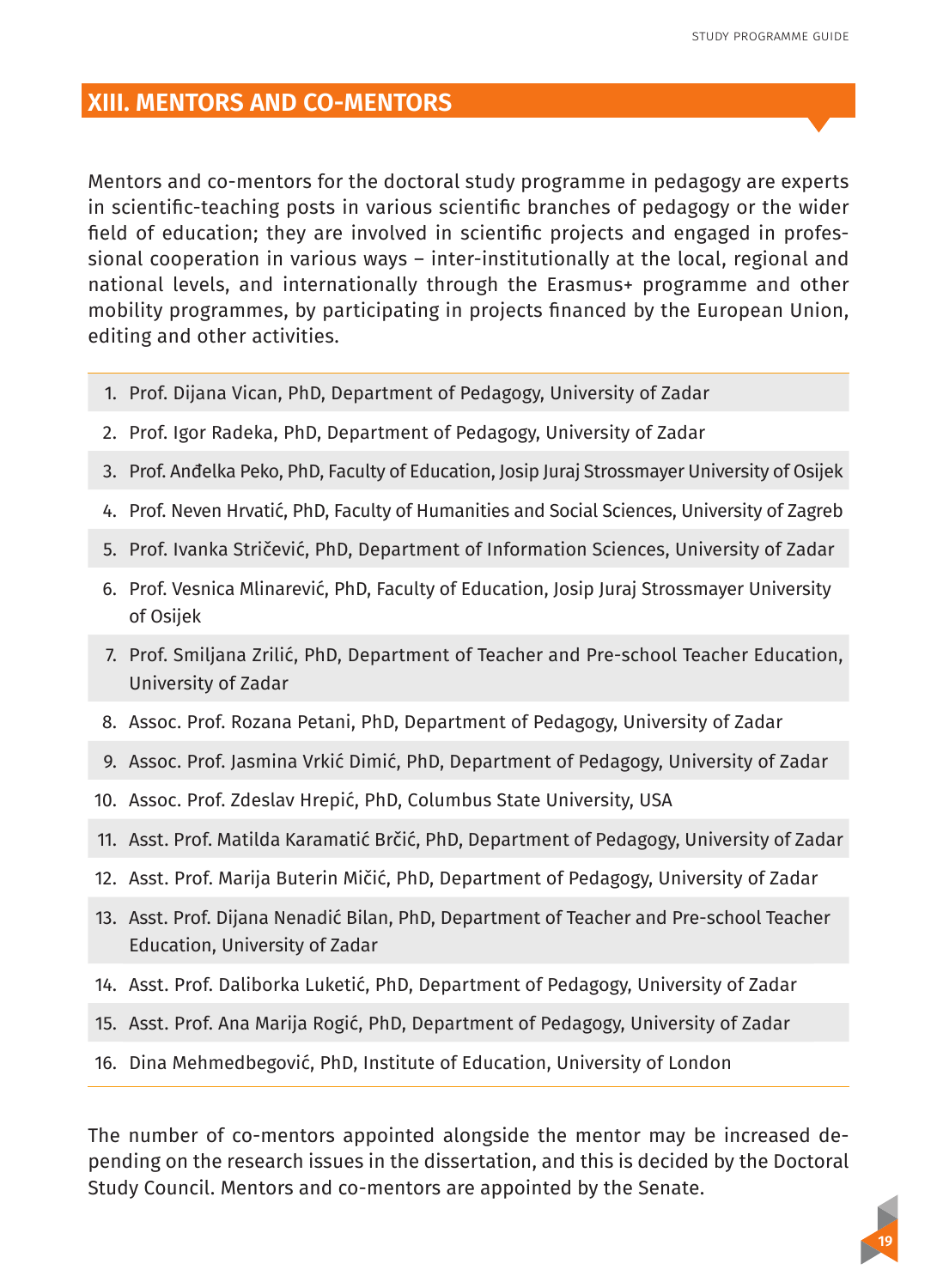## XIII. MENTORS AND CO-MENTORS

Mentors and co-mentors for the doctoral study programme in pedagogy are experts in scientific-teaching posts in various scientific branches of pedagogy or the wider field of education; they are involved in scientific projects and engaged in professional cooperation in various ways – inter-institutionally at the local, regional and national levels, and internationally through the Erasmus+ programme and other mobility programmes, by participating in projects financed by the European Union, editing and other activities.

1. Prof. Dijana Vican, PhD, Department of Pedagogy, University of Zadar
2. Prof. Igor Radeka, PhD, Department of Pedagogy, University of Zadar
3. Prof. Anđelka Peko, PhD, Faculty of Education, Josip Juraj Strossmayer University of Osijek
4. Prof. Neven Hrvatić, PhD, Faculty of Humanities and Social Sciences, University of Zagreb
5. Prof. Ivanka Stričević, PhD, Department of Information Sciences, University of Zadar
6. Prof. Vesnica Mlinarević, PhD, Faculty of Education, Josip Juraj Strossmayer University of Osijek
7. Prof. Smiljana Zrilić, PhD, Department of Teacher and Pre-school Teacher Education, University of Zadar
8. Assoc. Prof. Rozana Petani, PhD, Department of Pedagogy, University of Zadar
9. Assoc. Prof. Jasmina Vrkić Dimić, PhD, Department of Pedagogy, University of Zadar
10. Assoc. Prof. Zdeslav Hrepić, PhD, Columbus State University, USA
11. Asst. Prof. Matilda Karamatić Brčić, PhD, Department of Pedagogy, University of Zadar
12. Asst. Prof. Marija Buterin Mičić, PhD, Department of Pedagogy, University of Zadar
13. Asst. Prof. Dijana Nenadić Bilan, PhD, Department of Teacher and Pre-school Teacher Education, University of Zadar
14. Asst. Prof. Daliborka Luketić, PhD, Department of Pedagogy, University of Zadar
15. Asst. Prof. Ana Marija Rogić, PhD, Department of Pedagogy, University of Zadar
16. Dina Mehmedbegović, PhD, Institute of Education, University of London

The number of co-mentors appointed alongside the mentor may be increased depending on the research issues in the dissertation, and this is decided by the Doctoral Study Council. Mentors and co-mentors are appointed by the Senate.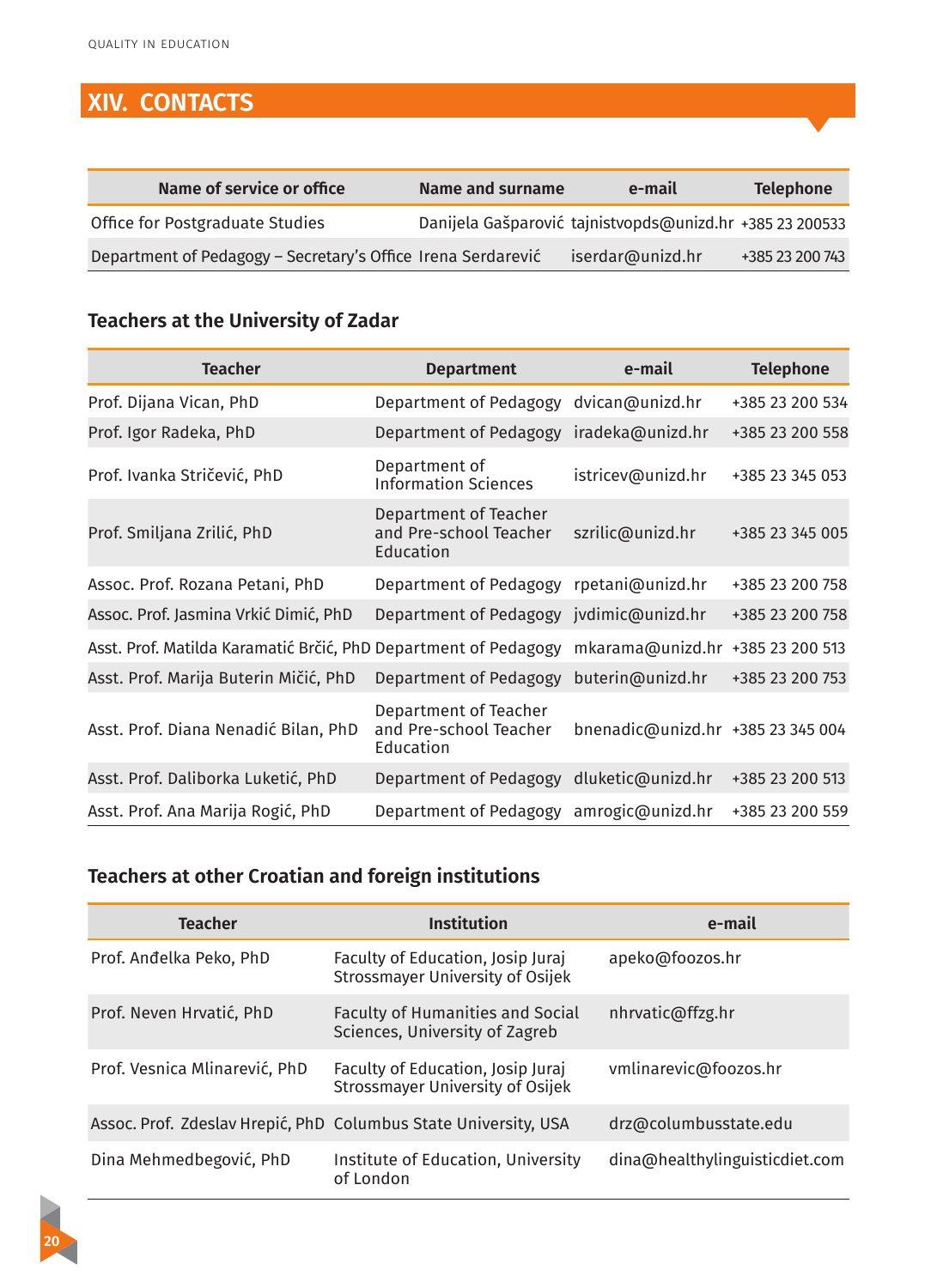## XIV. CONTACTS

| Name of service or office | Name and surname | e-mail | Telephone |
|---|---|---|---|
| Office for Postgraduate Studies | Danijela Gašparović | tajnistvopds@unizd.hr | +385 23 200533 |
| Department of Pedagogy – Secretary's Office | Irena Serdarević | iserdar@unizd.hr | +385 23 200 743 |

### Teachers at the University of Zadar

| Teacher | Department | e-mail | Telephone |
|---|---|---|---|
| Prof. Dijana Vican, PhD | Department of Pedagogy | dvican@unizd.hr | +385 23 200 534 |
| Prof. Igor Radeka, PhD | Department of Pedagogy | iradeka@unizd.hr | +385 23 200 558 |
| Prof. Ivanka Stričević, PhD | Department of Information Sciences | istricev@unizd.hr | +385 23 345 053 |
| Prof. Smiljana Zrilić, PhD | Department of Teacher and Pre-school Teacher Education | szrilic@unizd.hr | +385 23 345 005 |
| Assoc. Prof. Rozana Petani, PhD | Department of Pedagogy | rpetani@unizd.hr | +385 23 200 758 |
| Assoc. Prof. Jasmina Vrkić Dimić, PhD | Department of Pedagogy | jvdimic@unizd.hr | +385 23 200 758 |
| Asst. Prof. Matilda Karamatić Brčić, PhD | Department of Pedagogy | mkarama@unizd.hr | +385 23 200 513 |
| Asst. Prof. Marija Buterin Mičić, PhD | Department of Pedagogy | buterin@unizd.hr | +385 23 200 753 |
| Asst. Prof. Diana Nenadić Bilan, PhD | Department of Teacher and Pre-school Teacher Education | bnenadic@unizd.hr | +385 23 345 004 |
| Asst. Prof. Daliborka Luketić, PhD | Department of Pedagogy | dluketic@unizd.hr | +385 23 200 513 |
| Asst. Prof. Ana Marija Rogić, PhD | Department of Pedagogy | amrogic@unizd.hr | +385 23 200 559 |

### Teachers at other Croatian and foreign institutions

| Teacher | Institution | e-mail |
|---|---|---|
| Prof. Anđelka Peko, PhD | Faculty of Education, Josip Juraj Strossmayer University of Osijek | apeko@foozos.hr |
| Prof. Neven Hrvatić, PhD | Faculty of Humanities and Social Sciences, University of Zagreb | nhrvatic@ffzg.hr |
| Prof. Vesnica Mlinarević, PhD | Faculty of Education, Josip Juraj Strossmayer University of Osijek | vmlinarevic@foozos.hr |
| Assoc. Prof. Zdeslav Hrepić, PhD | Columbus State University, USA | drz@columbusstate.edu |
| Dina Mehmedbegović, PhD | Institute of Education, University of London | dina@healthylinguisticdiet.com |